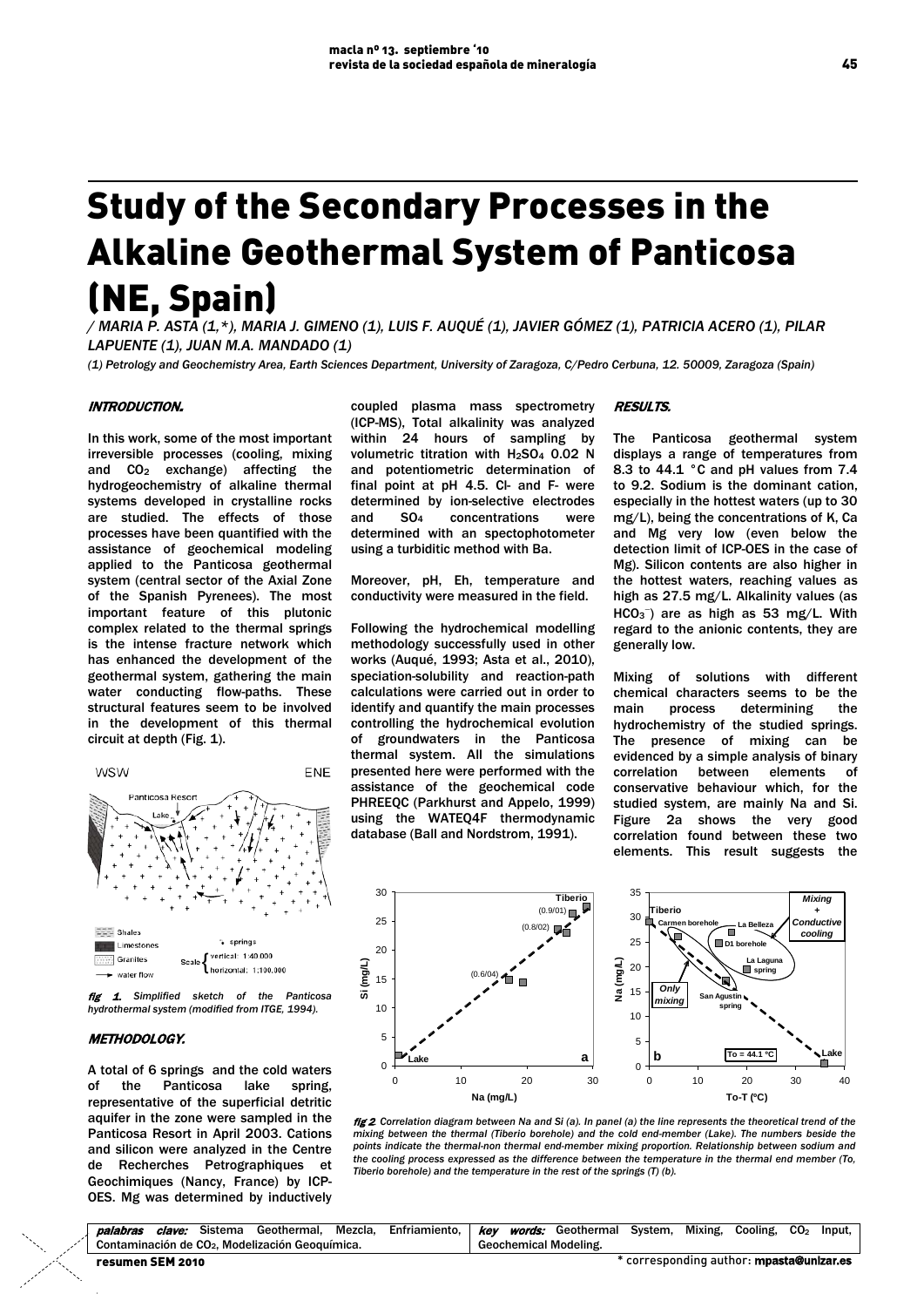# Study of the Secondary Processes in the Alkaline Geothermal System of Panticosa (NE, Spain)

*/ MARIA P. ASTA (1,\*), MARIA J. GIMENO (1), LUIS F. AUQUÉ (1), JAVIER GÓMEZ (1), PATRICIA ACERO (1), PILAR LAPUENTE (1), JUAN M.A. MANDADO (1)*

*(1) Petrology and Geochemistry Area, Earth Sciences Department, University of Zaragoza, C/Pedro Cerbuna, 12. 50009, Zaragoza (Spain)*

## INTRODUCTION.

In this work, some of the most important irreversible processes (cooling, mixing and $CO_2$ exchange) affecting the hydrogeochemistry of alkaline thermal systems developed in crystalline rocks are studied. The effects of those processes have been quantified with the assistance of geochemical modeling applied to the Panticosa geothermal system (central sector of the Axial Zone of the Spanish Pyrenees). The most important feature of this plutonic complex related to the thermal springs is the intense fracture network which has enhanced the development of the geothermal system, gathering the main water conducting flow-paths. These structural features seem to be involved in the development of this thermal circuit at depth (Fig. 1).

*fig 1. Simplified sketch of the Panticosa hydrothermal system (modified from ITGE, 1994).*

## METHODOLOGY.

A total of 6 springs and the cold waters of the Panticosa lake spring, representative of the superficial detritic aquifer in the zone were sampled in the Panticosa Resort in April 2003. Cations and silicon were analyzed in the Centre de Recherches Petrographiques et Geochimiques (Nancy, France) by ICP-OES. Mg was determined by inductively coupled plasma mass spectrometry (ICP-MS), Total alkalinity was analyzed within 24 hours of sampling by volumetric titration with $H_2SO_4$ 0.02 N and potentiometric determination of final point at pH 4.5. Cl- and F- were determined by ion-selective electrodes and $SO_4$ concentrations were determined with an spectophotometer using a turbiditic method with Ba.

Moreover, pH, Eh, temperature and conductivity were measured in the field.

Following the hydrochemical modelling methodology successfully used in other works (Auqué, 1993; Asta et al., 2010), speciation-solubility and reaction-path calculations were carried out in order to identify and quantify the main processes controlling the hydrochemical evolution of groundwaters in the Panticosa thermal system. All the simulations presented here were performed with the assistance of the geochemical code PHREEQC (Parkhurst and Appelo, 1999) using the WATEQ4F thermodynamic database (Ball and Nordstrom, 1991).

## RESULTS.

The Panticosa geothermal system displays a range of temperatures from 8.3 to 44.1 °C and pH values from 7.4 to 9.2. Sodium is the dominant cation, especially in the hottest waters (up to 30 mg/L), being the concentrations of K, Ca and Mg very low (even below the detection limit of ICP-OES in the case of Mg). Silicon contents are also higher in the hottest waters, reaching values as high as 27.5 mg/L. Alkalinity values (as $HCO_3^-$) are as high as 53 mg/L. With regard to the anionic contents, they are generally low.

Mixing of solutions with different chemical characters seems to be the main process determining the hydrochemistry of the studied springs. The presence of mixing can be evidenced by a simple analysis of binary correlation between elements of conservative behaviour which, for the studied system, are mainly Na and Si. Figure 2a shows the very good correlation found between these two elements. This result suggests the

*fig 2. Correlation diagram between Na and Si (a). In panel (a) the line represents the theoretical trend of the mixing between the thermal (Tiberio borehole) and the cold end-member (Lake). The numbers beside the points indicate the thermal-non thermal end-member mixing proportion. Relationship between sodium and the cooling process expressed as the difference between the temperature in the thermal end member (To, Tiberio borehole) and the temperature in the rest of the springs (T) (b).*

| *palabras clave:* Sistema Geothermal, Mezcla, Enfriamiento, Contaminación de $CO_2$, Modelización Geoquímica. | *key words:* Geothermal System, Mixing, Cooling, $CO_2$ Input, Geochemical Modeling. |
|---|---|

resumen SEM 2010

\* corresponding author: **mpasta@unizar.es**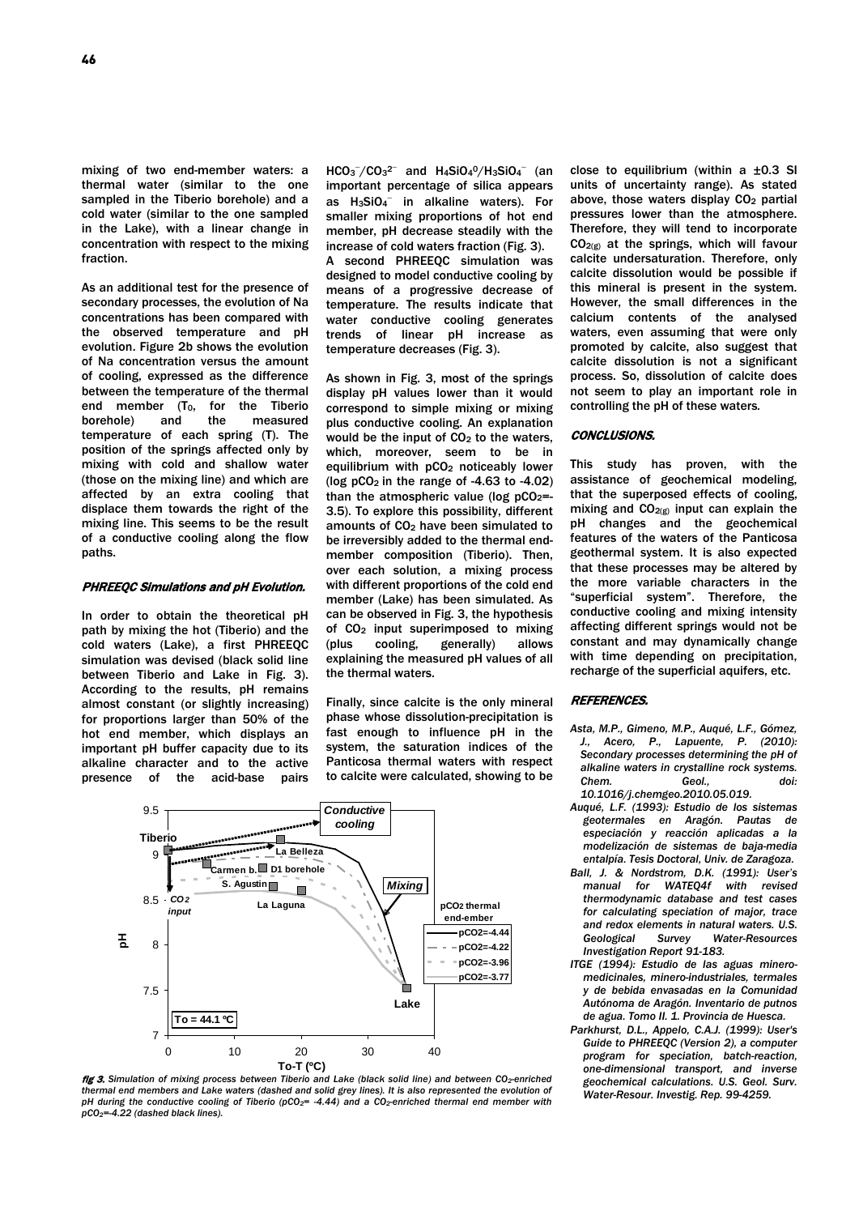mixing of two end-member waters: a thermal water (similar to the one sampled in the Tiberio borehole) and a cold water (similar to the one sampled in the Lake), with a linear change in concentration with respect to the mixing fraction.

As an additional test for the presence of secondary processes, the evolution of Na concentrations has been compared with the observed temperature and pH evolution. Figure 2b shows the evolution of Na concentration versus the amount of cooling, expressed as the difference between the temperature of the thermal end member ($T_0$, for the Tiberio borehole) and the measured temperature of each spring (T). The position of the springs affected only by mixing with cold and shallow water (those on the mixing line) and which are affected by an extra cooling that displace them towards the right of the mixing line. This seems to be the result of a conductive cooling along the flow paths.

### *PHREEQC Simulations and pH Evolution.*

In order to obtain the theoretical pH path by mixing the hot (Tiberio) and the cold waters (Lake), a first PHREEQC simulation was devised (black solid line between Tiberio and Lake in Fig. 3). According to the results, pH remains almost constant (or slightly increasing) for proportions larger than 50% of the hot end member, which displays an important pH buffer capacity due to its alkaline character and to the active presence of the acid-base pairs $HCO_3^-/CO_3^{2-}$ and $H_4SiO_4^0/H_3SiO_4^-$ (an important percentage of silica appears as $H_3SiO_4^-$ in alkaline waters). For smaller mixing proportions of hot end member, pH decrease steadily with the increase of cold waters fraction (Fig. 3).

A second PHREEQC simulation was designed to model conductive cooling by means of a progressive decrease of temperature. The results indicate that water conductive cooling generates trends of linear pH increase as temperature decreases (Fig. 3).

As shown in Fig. 3, most of the springs display pH values lower than it would correspond to simple mixing or mixing plus conductive cooling. An explanation would be the input of $CO_2$ to the waters, which, moreover, seem to be in equilibrium with $pCO_2$ noticeably lower (log $pCO_2$ in the range of -4.63 to -4.02) than the atmospheric value (log $pCO_2$=-3.5). To explore this possibility, different amounts of $CO_2$ have been simulated to be irreversibly added to the thermal end-member composition (Tiberio). Then, over each solution, a mixing process with different proportions of the cold end member (Lake) has been simulated. As can be observed in Fig. 3, the hypothesis of $CO_2$ input superimposed to mixing (plus cooling, generally) allows explaining the measured pH values of all the thermal waters.

Finally, since calcite is the only mineral phase whose dissolution-precipitation is fast enough to influence pH in the system, the saturation indices of the Panticosa thermal waters with respect to calcite were calculated, showing to be close to equilibrium (within a ±0.3 SI units of uncertainty range). As stated above, those waters display $CO_2$ partial pressures lower than the atmosphere. Therefore, they will tend to incorporate $CO_{2(g)}$ at the springs, which will favour calcite undersaturation. Therefore, only calcite dissolution would be possible if this mineral is present in the system. However, the small differences in the calcium contents of the analysed waters, even assuming that were only promoted by calcite, also suggest that calcite dissolution is not a significant process. So, dissolution of calcite does not seem to play an important role in controlling the pH of these waters.

Conductive cooling
Tiberio
La Belleza
Carmen b.
D1 borehole
S. Agustin
Mixing
$CO_2$ input
La Laguna
pCO2 thermal end-ember
pCO2=-4.44
pCO2=-4.22
pCO2=-3.96
pCO2=-3.77
Lake
To = 44.1 ºC
pH
9.5
9
8.5
8
7.5
7
0
10
20
30
40
To-T (ºC)

*fig 3. Simulation of mixing process between Tiberio and Lake (black solid line) and between $CO_2$-enriched thermal end members and Lake waters (dashed and solid grey lines). It is also represented the evolution of pH during the conductive cooling of Tiberio ($pCO_2$= -4.44) and a $CO_2$-enriched thermal end member with $pCO_2$=-4.22 (dashed black lines).*

### *CONCLUSIONS.*

This study has proven, with the assistance of geochemical modeling, that the superposed effects of cooling, mixing and $CO_{2(g)}$ input can explain the pH changes and the geochemical features of the waters of the Panticosa geothermal system. It is also expected that these processes may be altered by the more variable characters in the "superficial system". Therefore, the conductive cooling and mixing intensity affecting different springs would not be constant and may dynamically change with time depending on precipitation, recharge of the superficial aquifers, etc.

### *REFERENCES.*

*Asta, M.P., Gimeno, M.P., Auqué, L.F., Gómez, J., Acero, P., Lapuente, P. (2010): Secondary processes determining the pH of alkaline waters in crystalline rock systems. Chem. Geol., doi: 10.1016/j.chemgeo.2010.05.019.*

*Auqué, L.F. (1993): Estudio de los sistemas geotermales en Aragón. Pautas de especiación y reacción aplicadas a la modelización de sistemas de baja-media entalpía. Tesis Doctoral, Univ. de Zaragoza.*

*Ball, J. & Nordstrom, D.K. (1991): User's manual for WATEQ4f with revised thermodynamic database and test cases for calculating speciation of major, trace and redox elements in natural waters. U.S. Geological Survey Water-Resources Investigation Report 91-183.*

*ITGE (1994): Estudio de las aguas minero-medicinales, minero-industriales, termales y de bebida envasadas en la Comunidad Autónoma de Aragón. Inventario de putnos de agua. Tomo II. 1. Provincia de Huesca.*

*Parkhurst, D.L., Appelo, C.A.J. (1999): User's Guide to PHREEQC (Version 2), a computer program for speciation, batch-reaction, one-dimensional transport, and inverse geochemical calculations. U.S. Geol. Surv. Water-Resour. Investig. Rep. 99-4259.*